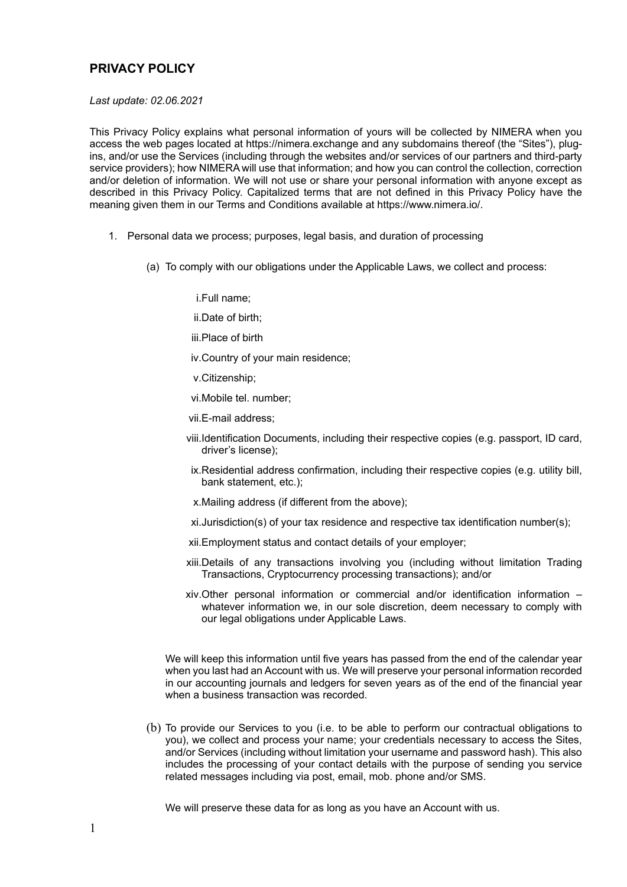## PRIVACY POLICY

*Last update: 02.06.2021*

This Privacy Policy explains what personal information of yours will be collected by NIMERA when you access the web pages located at https://nimera.exchange and any subdomains thereof (the "Sites"), plug-ins, and/or use the Services (including through the websites and/or services of our partners and third-party service providers); how NIMERA will use that information; and how you can control the collection, correction and/or deletion of information. We will not use or share your personal information with anyone except as described in this Privacy Policy. Capitalized terms that are not defined in this Privacy Policy have the meaning given them in our Terms and Conditions available at https://www.nimera.io/.

1. Personal data we process; purposes, legal basis, and duration of processing

   (a) To comply with our obligations under the Applicable Laws, we collect and process:

      i. Full name;

      ii. Date of birth;

      iii. Place of birth

      iv. Country of your main residence;

      v. Citizenship;

      vi. Mobile tel. number;

      vii. E-mail address;

      viii. Identification Documents, including their respective copies (e.g. passport, ID card, driver's license);

      ix. Residential address confirmation, including their respective copies (e.g. utility bill, bank statement, etc.);

      x. Mailing address (if different from the above);

      xi. Jurisdiction(s) of your tax residence and respective tax identification number(s);

      xii. Employment status and contact details of your employer;

      xiii. Details of any transactions involving you (including without limitation Trading Transactions, Cryptocurrency processing transactions); and/or

      xiv. Other personal information or commercial and/or identification information – whatever information we, in our sole discretion, deem necessary to comply with our legal obligations under Applicable Laws.

   We will keep this information until five years has passed from the end of the calendar year when you last had an Account with us. We will preserve your personal information recorded in our accounting journals and ledgers for seven years as of the end of the financial year when a business transaction was recorded.

   (b) To provide our Services to you (i.e. to be able to perform our contractual obligations to you), we collect and process your name; your credentials necessary to access the Sites, and/or Services (including without limitation your username and password hash). This also includes the processing of your contact details with the purpose of sending you service related messages including via post, email, mob. phone and/or SMS.

   We will preserve these data for as long as you have an Account with us.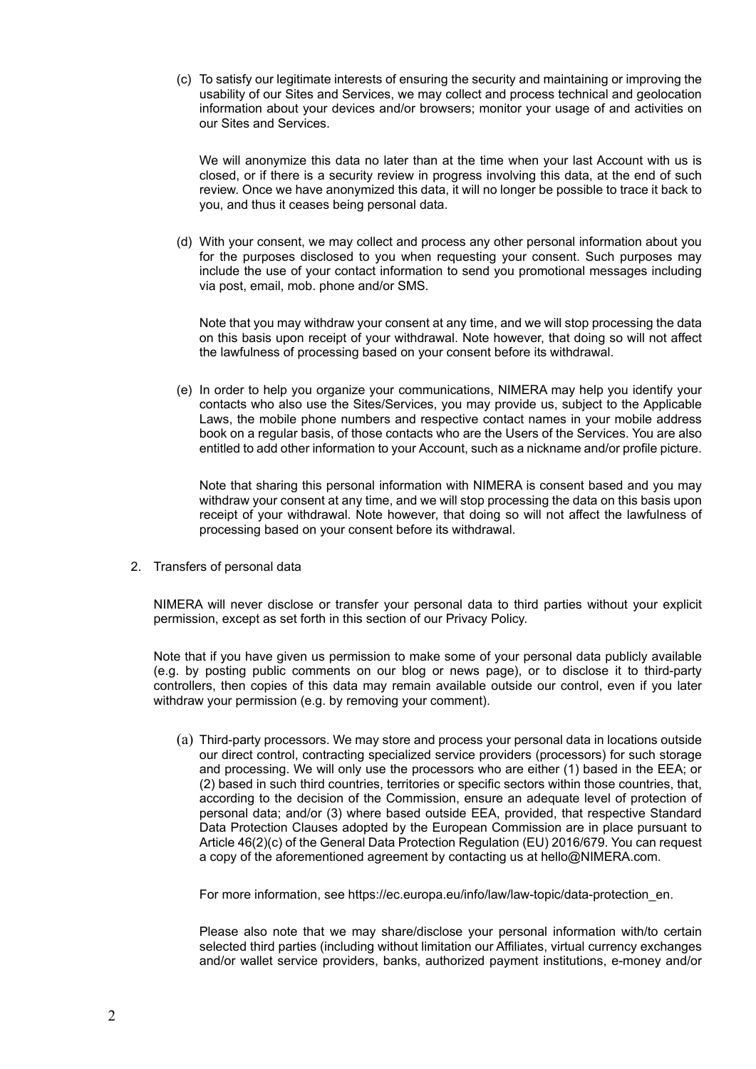(c) To satisfy our legitimate interests of ensuring the security and maintaining or improving the usability of our Sites and Services, we may collect and process technical and geolocation information about your devices and/or browsers; monitor your usage of and activities on our Sites and Services.

We will anonymize this data no later than at the time when your last Account with us is closed, or if there is a security review in progress involving this data, at the end of such review. Once we have anonymized this data, it will no longer be possible to trace it back to you, and thus it ceases being personal data.

(d) With your consent, we may collect and process any other personal information about you for the purposes disclosed to you when requesting your consent. Such purposes may include the use of your contact information to send you promotional messages including via post, email, mob. phone and/or SMS.

Note that you may withdraw your consent at any time, and we will stop processing the data on this basis upon receipt of your withdrawal. Note however, that doing so will not affect the lawfulness of processing based on your consent before its withdrawal.

(e) In order to help you organize your communications, NIMERA may help you identify your contacts who also use the Sites/Services, you may provide us, subject to the Applicable Laws, the mobile phone numbers and respective contact names in your mobile address book on a regular basis, of those contacts who are the Users of the Services. You are also entitled to add other information to your Account, such as a nickname and/or profile picture.

Note that sharing this personal information with NIMERA is consent based and you may withdraw your consent at any time, and we will stop processing the data on this basis upon receipt of your withdrawal. Note however, that doing so will not affect the lawfulness of processing based on your consent before its withdrawal.

2. Transfers of personal data

NIMERA will never disclose or transfer your personal data to third parties without your explicit permission, except as set forth in this section of our Privacy Policy.

Note that if you have given us permission to make some of your personal data publicly available (e.g. by posting public comments on our blog or news page), or to disclose it to third-party controllers, then copies of this data may remain available outside our control, even if you later withdraw your permission (e.g. by removing your comment).

(a) Third-party processors. We may store and process your personal data in locations outside our direct control, contracting specialized service providers (processors) for such storage and processing. We will only use the processors who are either (1) based in the EEA; or (2) based in such third countries, territories or specific sectors within those countries, that, according to the decision of the Commission, ensure an adequate level of protection of personal data; and/or (3) where based outside EEA, provided, that respective Standard Data Protection Clauses adopted by the European Commission are in place pursuant to Article 46(2)(c) of the General Data Protection Regulation (EU) 2016/679. You can request a copy of the aforementioned agreement by contacting us at hello@NIMERA.com.

For more information, see https://ec.europa.eu/info/law/law-topic/data-protection_en.

Please also note that we may share/disclose your personal information with/to certain selected third parties (including without limitation our Affiliates, virtual currency exchanges and/or wallet service providers, banks, authorized payment institutions, e-money and/or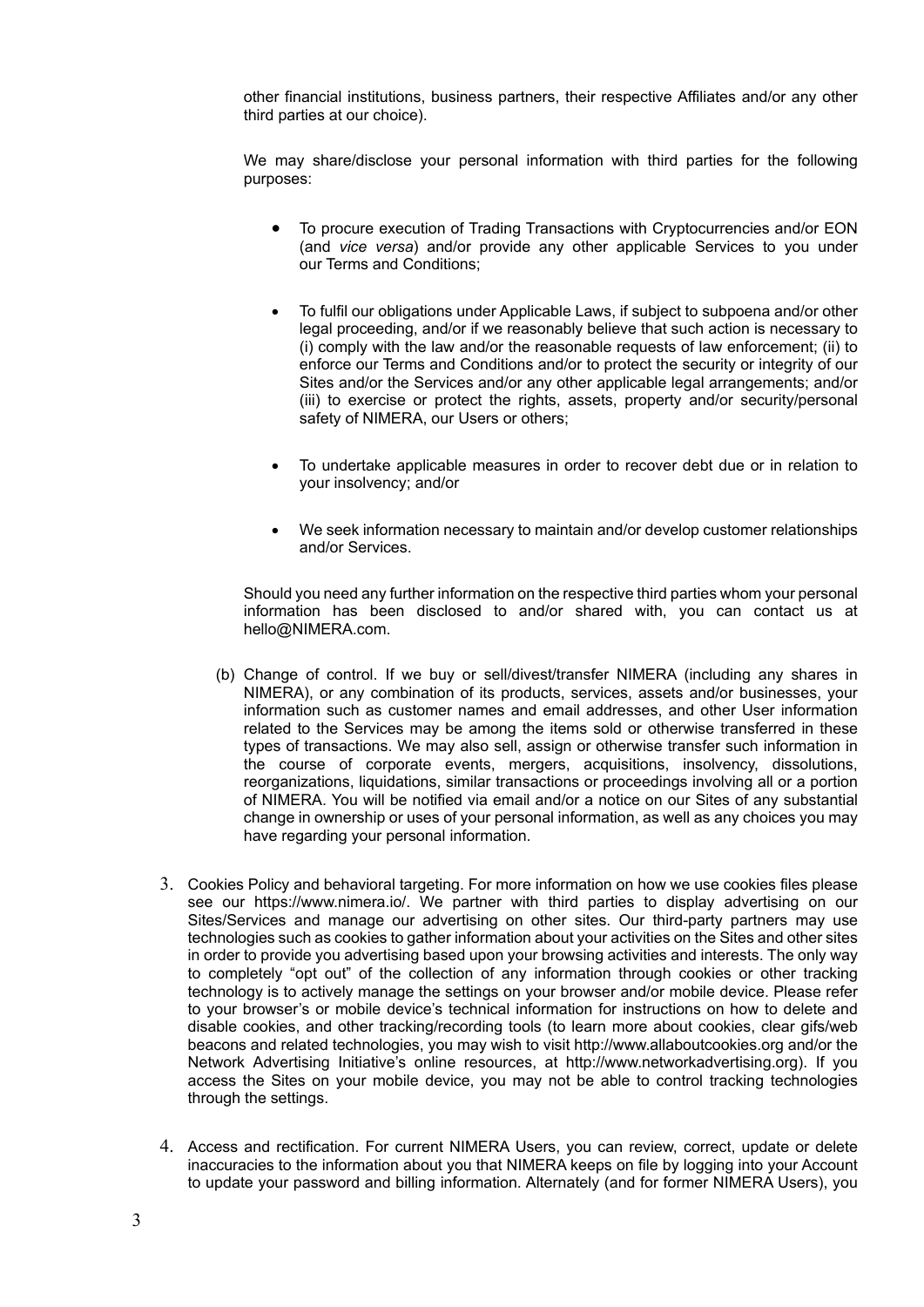other financial institutions, business partners, their respective Affiliates and/or any other third parties at our choice).

We may share/disclose your personal information with third parties for the following purposes:

- To procure execution of Trading Transactions with Cryptocurrencies and/or EON (and *vice versa*) and/or provide any other applicable Services to you under our Terms and Conditions;
- To fulfil our obligations under Applicable Laws, if subject to subpoena and/or other legal proceeding, and/or if we reasonably believe that such action is necessary to (i) comply with the law and/or the reasonable requests of law enforcement; (ii) to enforce our Terms and Conditions and/or to protect the security or integrity of our Sites and/or the Services and/or any other applicable legal arrangements; and/or (iii) to exercise or protect the rights, assets, property and/or security/personal safety of NIMERA, our Users or others;
- To undertake applicable measures in order to recover debt due or in relation to your insolvency; and/or
- We seek information necessary to maintain and/or develop customer relationships and/or Services.

Should you need any further information on the respective third parties whom your personal information has been disclosed to and/or shared with, you can contact us at hello@NIMERA.com.

(b) Change of control. If we buy or sell/divest/transfer NIMERA (including any shares in NIMERA), or any combination of its products, services, assets and/or businesses, your information such as customer names and email addresses, and other User information related to the Services may be among the items sold or otherwise transferred in these types of transactions. We may also sell, assign or otherwise transfer such information in the course of corporate events, mergers, acquisitions, insolvency, dissolutions, reorganizations, liquidations, similar transactions or proceedings involving all or a portion of NIMERA. You will be notified via email and/or a notice on our Sites of any substantial change in ownership or uses of your personal information, as well as any choices you may have regarding your personal information.

3. Cookies Policy and behavioral targeting. For more information on how we use cookies files please see our https://www.nimera.io/. We partner with third parties to display advertising on our Sites/Services and manage our advertising on other sites. Our third-party partners may use technologies such as cookies to gather information about your activities on the Sites and other sites in order to provide you advertising based upon your browsing activities and interests. The only way to completely "opt out" of the collection of any information through cookies or other tracking technology is to actively manage the settings on your browser and/or mobile device. Please refer to your browser's or mobile device's technical information for instructions on how to delete and disable cookies, and other tracking/recording tools (to learn more about cookies, clear gifs/web beacons and related technologies, you may wish to visit http://www.allaboutcookies.org and/or the Network Advertising Initiative's online resources, at http://www.networkadvertising.org). If you access the Sites on your mobile device, you may not be able to control tracking technologies through the settings.

4. Access and rectification. For current NIMERA Users, you can review, correct, update or delete inaccuracies to the information about you that NIMERA keeps on file by logging into your Account to update your password and billing information. Alternately (and for former NIMERA Users), you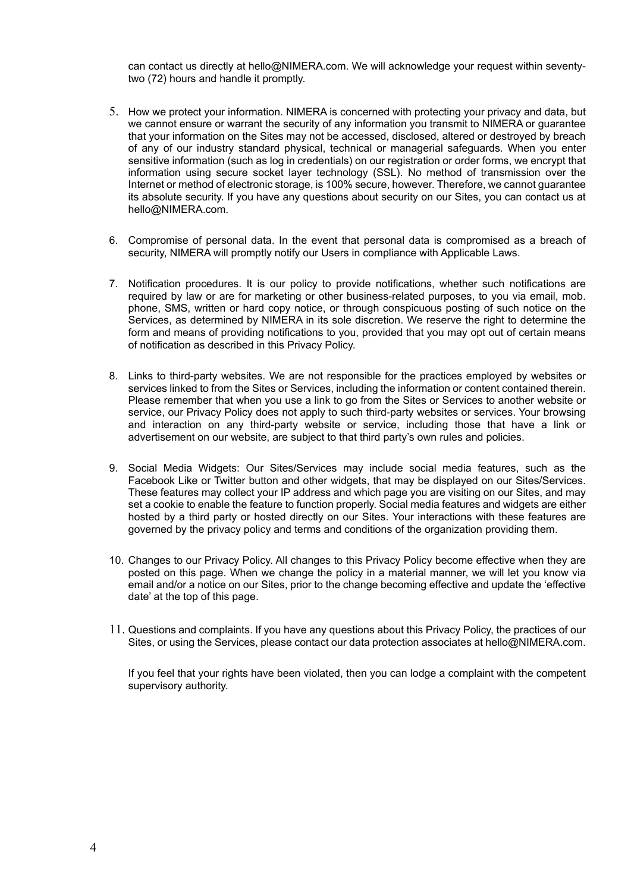can contact us directly at hello@NIMERA.com. We will acknowledge your request within seventy-two (72) hours and handle it promptly.

5. How we protect your information. NIMERA is concerned with protecting your privacy and data, but we cannot ensure or warrant the security of any information you transmit to NIMERA or guarantee that your information on the Sites may not be accessed, disclosed, altered or destroyed by breach of any of our industry standard physical, technical or managerial safeguards. When you enter sensitive information (such as log in credentials) on our registration or order forms, we encrypt that information using secure socket layer technology (SSL). No method of transmission over the Internet or method of electronic storage, is 100% secure, however. Therefore, we cannot guarantee its absolute security. If you have any questions about security on our Sites, you can contact us at hello@NIMERA.com.

6. Compromise of personal data. In the event that personal data is compromised as a breach of security, NIMERA will promptly notify our Users in compliance with Applicable Laws.

7. Notification procedures. It is our policy to provide notifications, whether such notifications are required by law or are for marketing or other business-related purposes, to you via email, mob. phone, SMS, written or hard copy notice, or through conspicuous posting of such notice on the Services, as determined by NIMERA in its sole discretion. We reserve the right to determine the form and means of providing notifications to you, provided that you may opt out of certain means of notification as described in this Privacy Policy.

8. Links to third-party websites. We are not responsible for the practices employed by websites or services linked to from the Sites or Services, including the information or content contained therein. Please remember that when you use a link to go from the Sites or Services to another website or service, our Privacy Policy does not apply to such third-party websites or services. Your browsing and interaction on any third-party website or service, including those that have a link or advertisement on our website, are subject to that third party's own rules and policies.

9. Social Media Widgets: Our Sites/Services may include social media features, such as the Facebook Like or Twitter button and other widgets, that may be displayed on our Sites/Services. These features may collect your IP address and which page you are visiting on our Sites, and may set a cookie to enable the feature to function properly. Social media features and widgets are either hosted by a third party or hosted directly on our Sites. Your interactions with these features are governed by the privacy policy and terms and conditions of the organization providing them.

10. Changes to our Privacy Policy. All changes to this Privacy Policy become effective when they are posted on this page. When we change the policy in a material manner, we will let you know via email and/or a notice on our Sites, prior to the change becoming effective and update the 'effective date' at the top of this page.

11. Questions and complaints. If you have any questions about this Privacy Policy, the practices of our Sites, or using the Services, please contact our data protection associates at hello@NIMERA.com.

    If you feel that your rights have been violated, then you can lodge a complaint with the competent supervisory authority.